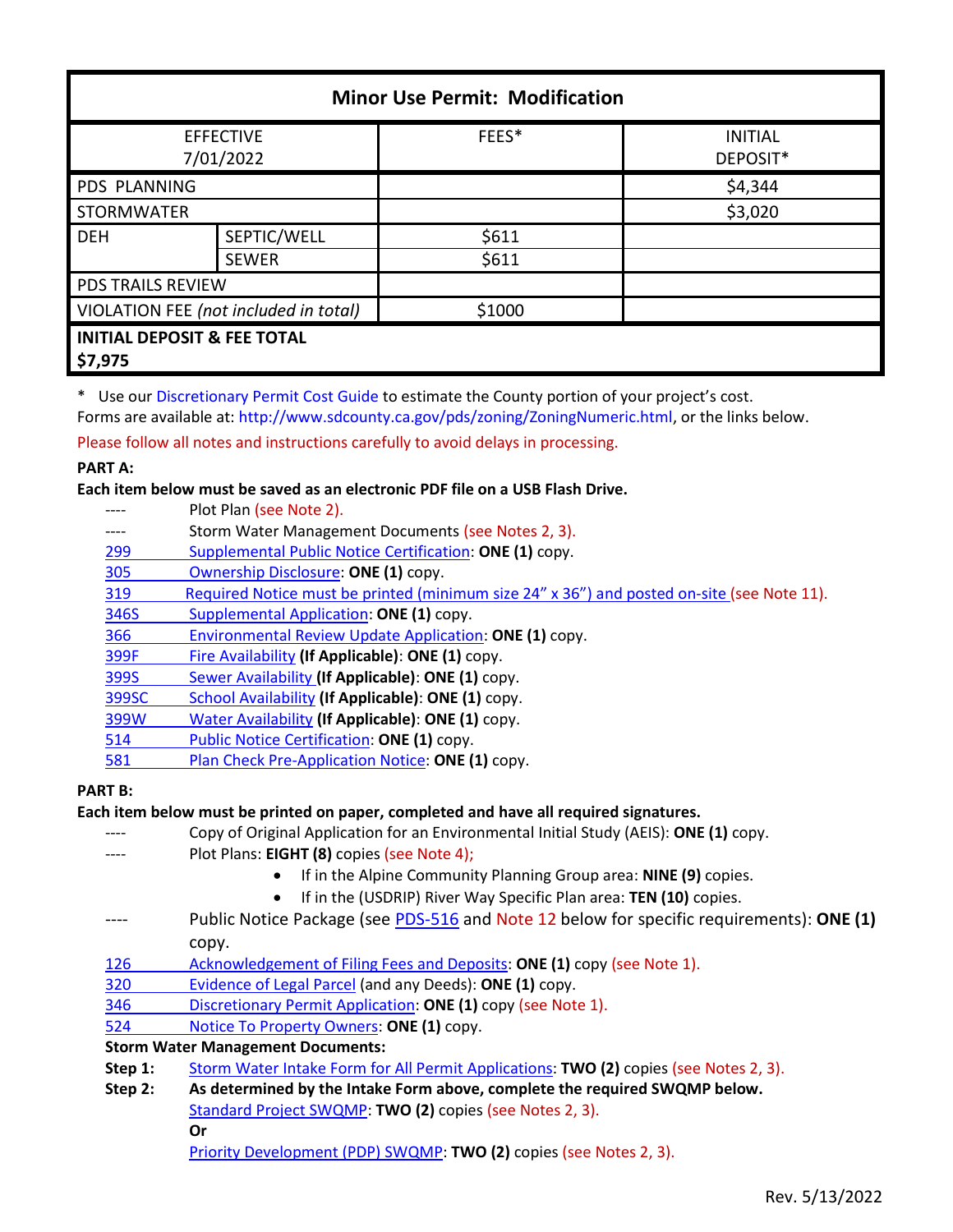# Minor Use Permit: Modification

| EFFECTIVE 7/01/2022 | | FEES* | INITIAL DEPOSIT* |
|---|---|---|---|
| PDS PLANNING | | | $4,344 |
| STORMWATER | | | $3,020 |
| DEH | SEPTIC/WELL | $611 | |
| | SEWER | $611 | |
| PDS TRAILS REVIEW | | | |
| VIOLATION FEE *(not included in total)* | | $1000 | |
| **INITIAL DEPOSIT & FEE TOTAL $7,975** | | | |

\* Use our Discretionary Permit Cost Guide to estimate the County portion of your project's cost.
Forms are available at: http://www.sdcounty.ca.gov/pds/zoning/ZoningNumeric.html, or the links below.

Please follow all notes and instructions carefully to avoid delays in processing.

**PART A:**

**Each item below must be saved as an electronic PDF file on a USB Flash Drive.**

- ---- Plot Plan (see Note 2).
- ---- Storm Water Management Documents (see Notes 2, 3).
- 299 Supplemental Public Notice Certification: **ONE (1)** copy.
- 305 Ownership Disclosure: **ONE (1)** copy.
- 319 Required Notice must be printed (minimum size 24" x 36") and posted on-site (see Note 11).
- 346S Supplemental Application: **ONE (1)** copy.
- 366 Environmental Review Update Application: **ONE (1)** copy.
- 399F Fire Availability **(If Applicable)**: **ONE (1)** copy.
- 399S Sewer Availability **(If Applicable)**: **ONE (1)** copy.
- 399SC School Availability **(If Applicable)**: **ONE (1)** copy.
- 399W Water Availability **(If Applicable)**: **ONE (1)** copy.
- 514 Public Notice Certification: **ONE (1)** copy.
- 581 Plan Check Pre-Application Notice: **ONE (1)** copy.

**PART B:**

**Each item below must be printed on paper, completed and have all required signatures.**

- ---- Copy of Original Application for an Environmental Initial Study (AEIS): **ONE (1)** copy.
- ---- Plot Plans: **EIGHT (8)** copies (see Note 4);
  - If in the Alpine Community Planning Group area: **NINE (9)** copies.
  - If in the (USDRIP) River Way Specific Plan area: **TEN (10)** copies.
- ---- Public Notice Package (see PDS-516 and Note 12 below for specific requirements): **ONE (1)** copy.
- 126 Acknowledgement of Filing Fees and Deposits: **ONE (1)** copy (see Note 1).
- 320 Evidence of Legal Parcel (and any Deeds): **ONE (1)** copy.
- 346 Discretionary Permit Application: **ONE (1)** copy (see Note 1).
- 524 Notice To Property Owners: **ONE (1)** copy.

**Storm Water Management Documents:**

**Step 1:** Storm Water Intake Form for All Permit Applications: **TWO (2)** copies (see Notes 2, 3).

**Step 2:** **As determined by the Intake Form above, complete the required SWQMP below.**

Standard Project SWQMP: **TWO (2)** copies (see Notes 2, 3).

**Or**

Priority Development (PDP) SWQMP: **TWO (2)** copies (see Notes 2, 3).

Rev. 5/13/2022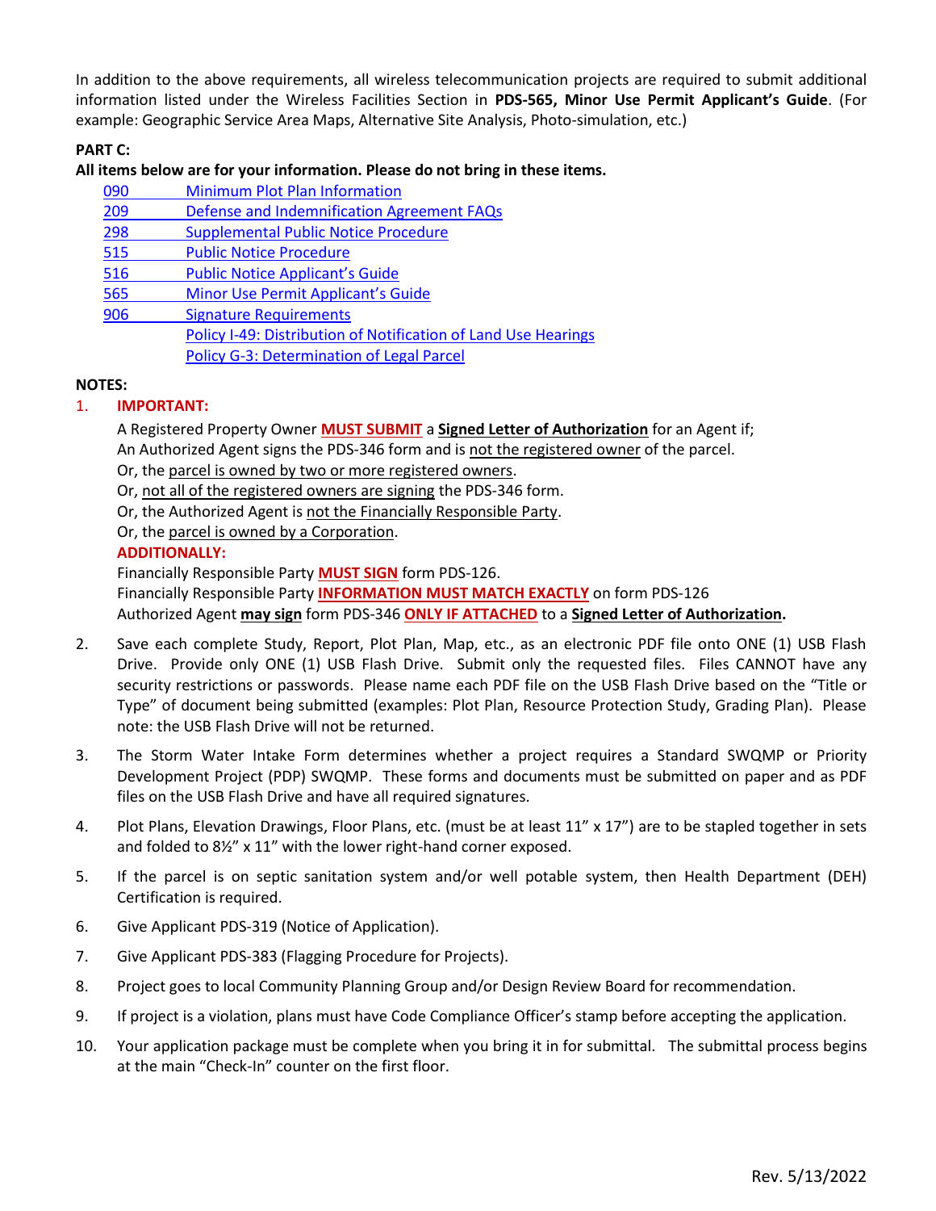In addition to the above requirements, all wireless telecommunication projects are required to submit additional information listed under the Wireless Facilities Section in **PDS-565, Minor Use Permit Applicant's Guide**. (For example: Geographic Service Area Maps, Alternative Site Analysis, Photo-simulation, etc.)

**PART C:**

**All items below are for your information. Please do not bring in these items.**

- 090 Minimum Plot Plan Information
- 209 Defense and Indemnification Agreement FAQs
- 298 Supplemental Public Notice Procedure
- 515 Public Notice Procedure
- 516 Public Notice Applicant's Guide
- 565 Minor Use Permit Applicant's Guide
- 906 Signature Requirements
- Policy I-49: Distribution of Notification of Land Use Hearings
- Policy G-3: Determination of Legal Parcel

**NOTES:**

1. **IMPORTANT:**

   A Registered Property Owner **MUST SUBMIT** a **Signed Letter of Authorization** for an Agent if;
   An Authorized Agent signs the PDS-346 form and is not the registered owner of the parcel.
   Or, the parcel is owned by two or more registered owners.
   Or, not all of the registered owners are signing the PDS-346 form.
   Or, the Authorized Agent is not the Financially Responsible Party.
   Or, the parcel is owned by a Corporation.

   **ADDITIONALLY:**

   Financially Responsible Party **MUST SIGN** form PDS-126.
   Financially Responsible Party **INFORMATION MUST MATCH EXACTLY** on form PDS-126
   Authorized Agent **may sign** form PDS-346 **ONLY IF ATTACHED** to a **Signed Letter of Authorization.**

2. Save each complete Study, Report, Plot Plan, Map, etc., as an electronic PDF file onto ONE (1) USB Flash Drive. Provide only ONE (1) USB Flash Drive. Submit only the requested files. Files CANNOT have any security restrictions or passwords. Please name each PDF file on the USB Flash Drive based on the "Title or Type" of document being submitted (examples: Plot Plan, Resource Protection Study, Grading Plan). Please note: the USB Flash Drive will not be returned.

3. The Storm Water Intake Form determines whether a project requires a Standard SWQMP or Priority Development Project (PDP) SWQMP. These forms and documents must be submitted on paper and as PDF files on the USB Flash Drive and have all required signatures.

4. Plot Plans, Elevation Drawings, Floor Plans, etc. (must be at least 11" x 17") are to be stapled together in sets and folded to 8½" x 11" with the lower right-hand corner exposed.

5. If the parcel is on septic sanitation system and/or well potable system, then Health Department (DEH) Certification is required.

6. Give Applicant PDS-319 (Notice of Application).

7. Give Applicant PDS-383 (Flagging Procedure for Projects).

8. Project goes to local Community Planning Group and/or Design Review Board for recommendation.

9. If project is a violation, plans must have Code Compliance Officer's stamp before accepting the application.

10. Your application package must be complete when you bring it in for submittal. The submittal process begins at the main "Check-In" counter on the first floor.

Rev. 5/13/2022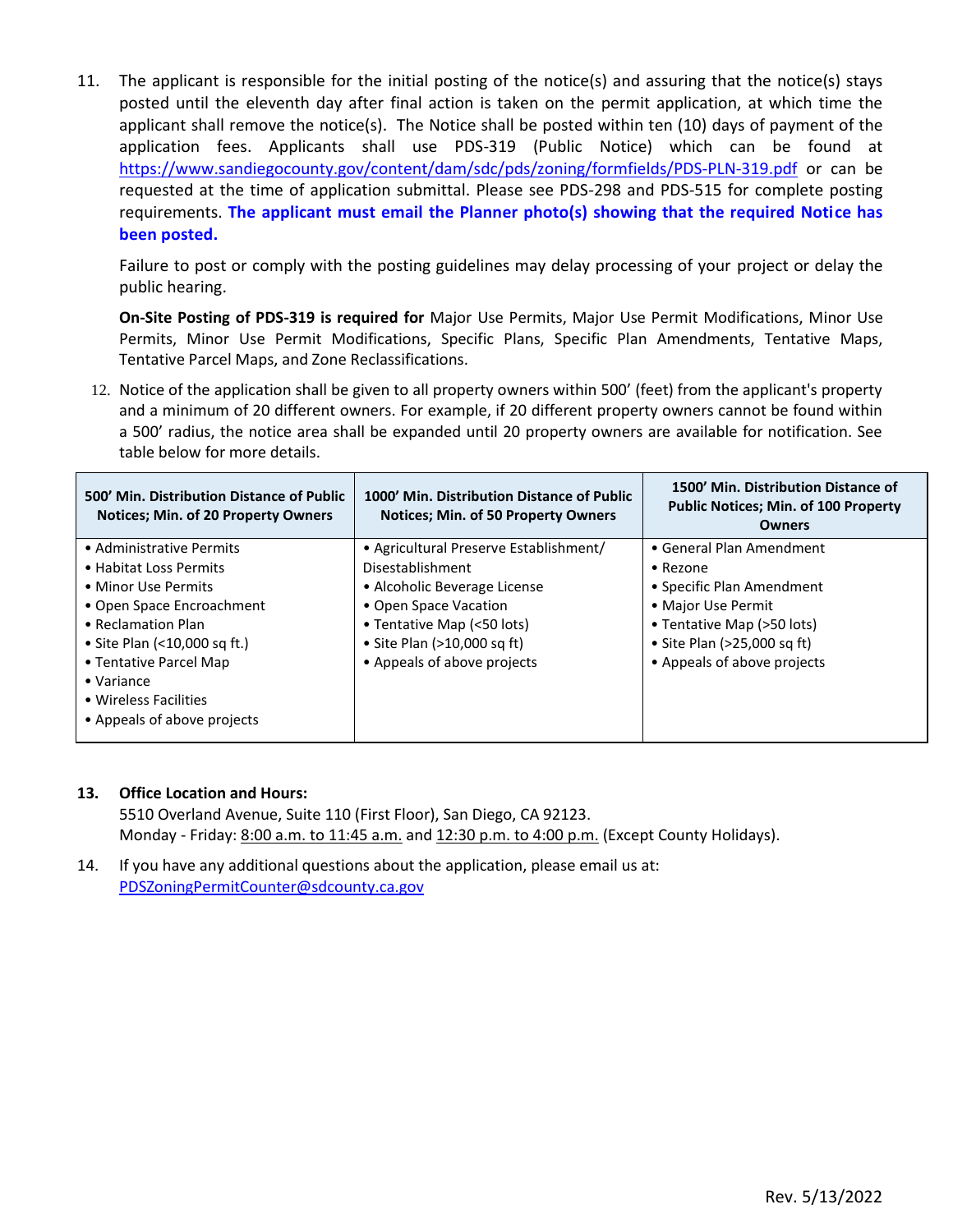11. The applicant is responsible for the initial posting of the notice(s) and assuring that the notice(s) stays posted until the eleventh day after final action is taken on the permit application, at which time the applicant shall remove the notice(s). The Notice shall be posted within ten (10) days of payment of the application fees. Applicants shall use PDS-319 (Public Notice) which can be found at https://www.sandiegocounty.gov/content/dam/sdc/pds/zoning/formfields/PDS-PLN-319.pdf or can be requested at the time of application submittal. Please see PDS-298 and PDS-515 for complete posting requirements. **The applicant must email the Planner photo(s) showing that the required Notice has been posted.**

    Failure to post or comply with the posting guidelines may delay processing of your project or delay the public hearing.

    **On-Site Posting of PDS-319 is required for** Major Use Permits, Major Use Permit Modifications, Minor Use Permits, Minor Use Permit Modifications, Specific Plans, Specific Plan Amendments, Tentative Maps, Tentative Parcel Maps, and Zone Reclassifications.

12. Notice of the application shall be given to all property owners within 500' (feet) from the applicant's property and a minimum of 20 different owners. For example, if 20 different property owners cannot be found within a 500' radius, the notice area shall be expanded until 20 property owners are available for notification. See table below for more details.

| 500' Min. Distribution Distance of Public Notices; Min. of 20 Property Owners | 1000' Min. Distribution Distance of Public Notices; Min. of 50 Property Owners | 1500' Min. Distribution Distance of Public Notices; Min. of 100 Property Owners |
|---|---|---|
| • Administrative Permits<br>• Habitat Loss Permits<br>• Minor Use Permits<br>• Open Space Encroachment<br>• Reclamation Plan<br>• Site Plan (<10,000 sq ft.)<br>• Tentative Parcel Map<br>• Variance<br>• Wireless Facilities<br>• Appeals of above projects | • Agricultural Preserve Establishment/ Disestablishment<br>• Alcoholic Beverage License<br>• Open Space Vacation<br>• Tentative Map (<50 lots)<br>• Site Plan (>10,000 sq ft)<br>• Appeals of above projects | • General Plan Amendment<br>• Rezone<br>• Specific Plan Amendment<br>• Major Use Permit<br>• Tentative Map (>50 lots)<br>• Site Plan (>25,000 sq ft)<br>• Appeals of above projects |

13. **Office Location and Hours:**
    5510 Overland Avenue, Suite 110 (First Floor), San Diego, CA 92123.
    Monday - Friday: 8:00 a.m. to 11:45 a.m. and 12:30 p.m. to 4:00 p.m. (Except County Holidays).

14. If you have any additional questions about the application, please email us at:
    PDSZoningPermitCounter@sdcounty.ca.gov

Rev. 5/13/2022